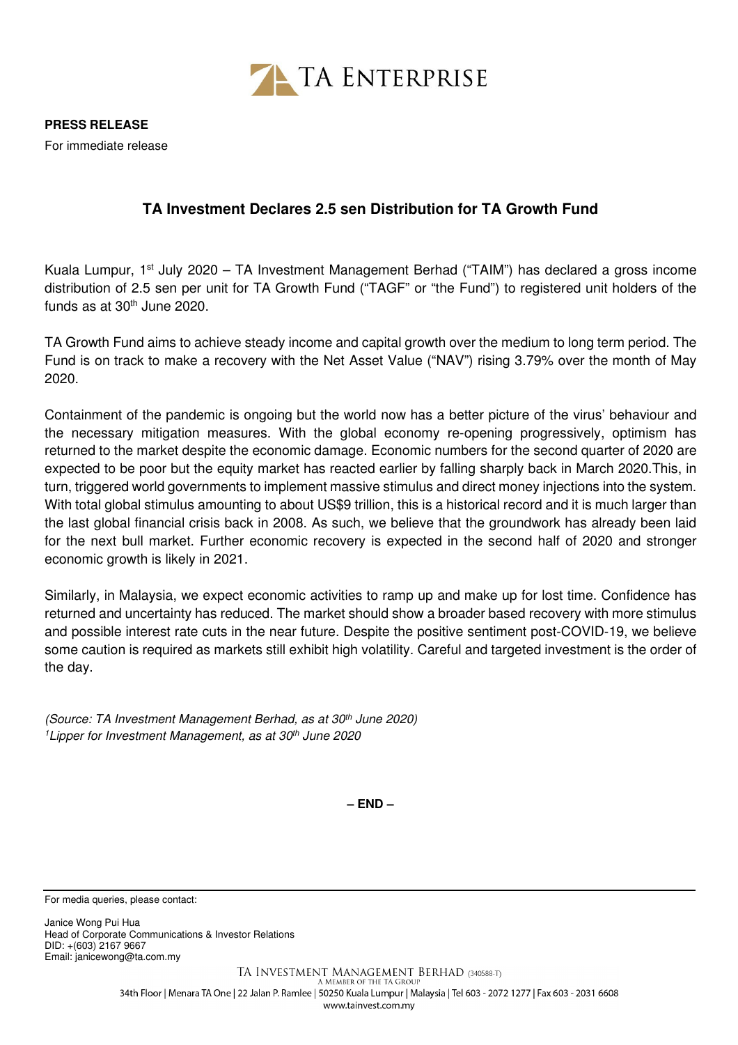TA ENTERPRISE

**PRESS RELEASE**

For immediate release

## TA Investment Declares 2.5 sen Distribution for TA Growth Fund

Kuala Lumpur, 1st July 2020 – TA Investment Management Berhad ("TAIM") has declared a gross income distribution of 2.5 sen per unit for TA Growth Fund ("TAGF" or "the Fund") to registered unit holders of the funds as at 30th June 2020.

TA Growth Fund aims to achieve steady income and capital growth over the medium to long term period. The Fund is on track to make a recovery with the Net Asset Value ("NAV") rising 3.79% over the month of May 2020.

Containment of the pandemic is ongoing but the world now has a better picture of the virus' behaviour and the necessary mitigation measures. With the global economy re-opening progressively, optimism has returned to the market despite the economic damage. Economic numbers for the second quarter of 2020 are expected to be poor but the equity market has reacted earlier by falling sharply back in March 2020.This, in turn, triggered world governments to implement massive stimulus and direct money injections into the system. With total global stimulus amounting to about US$9 trillion, this is a historical record and it is much larger than the last global financial crisis back in 2008. As such, we believe that the groundwork has already been laid for the next bull market. Further economic recovery is expected in the second half of 2020 and stronger economic growth is likely in 2021.

Similarly, in Malaysia, we expect economic activities to ramp up and make up for lost time. Confidence has returned and uncertainty has reduced. The market should show a broader based recovery with more stimulus and possible interest rate cuts in the near future. Despite the positive sentiment post-COVID-19, we believe some caution is required as markets still exhibit high volatility. Careful and targeted investment is the order of the day.

*(Source: TA Investment Management Berhad, as at 30th June 2020)*
*[1]Lipper for Investment Management, as at 30th June 2020*

**– END –**

---

For media queries, please contact:

Janice Wong Pui Hua
Head of Corporate Communications & Investor Relations
DID: +(603) 2167 9667
Email: janicewong@ta.com.my

TA INVESTMENT MANAGEMENT BERHAD (340588-T)
A MEMBER OF THE TA GROUP
34th Floor | Menara TA One | 22 Jalan P. Ramlee | 50250 Kuala Lumpur | Malaysia | Tel 603 - 2072 1277 | Fax 603 - 2031 6608
www.tainvest.com.my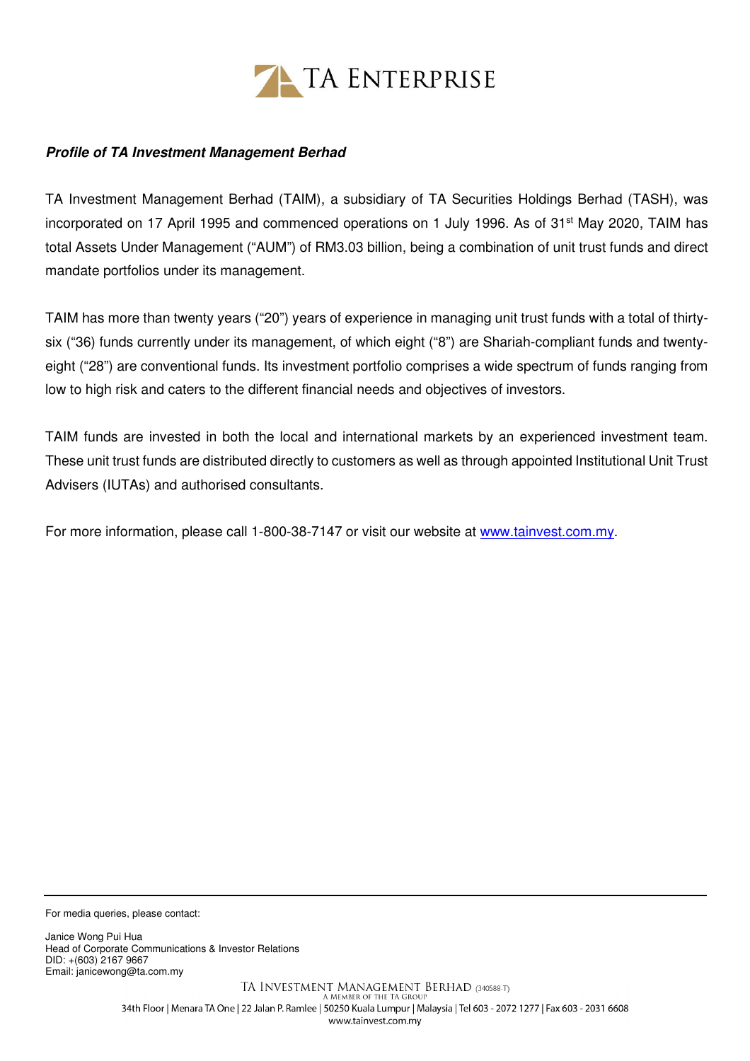***Profile of TA Investment Management Berhad***

TA Investment Management Berhad (TAIM), a subsidiary of TA Securities Holdings Berhad (TASH), was incorporated on 17 April 1995 and commenced operations on 1 July 1996. As of 31st May 2020, TAIM has total Assets Under Management ("AUM") of RM3.03 billion, being a combination of unit trust funds and direct mandate portfolios under its management.

TAIM has more than twenty years ("20") years of experience in managing unit trust funds with a total of thirty-six ("36) funds currently under its management, of which eight ("8") are Shariah-compliant funds and twenty-eight ("28") are conventional funds. Its investment portfolio comprises a wide spectrum of funds ranging from low to high risk and caters to the different financial needs and objectives of investors.

TAIM funds are invested in both the local and international markets by an experienced investment team. These unit trust funds are distributed directly to customers as well as through appointed Institutional Unit Trust Advisers (IUTAs) and authorised consultants.

For more information, please call 1-800-38-7147 or visit our website at www.tainvest.com.my.

---

For media queries, please contact:

Janice Wong Pui Hua
Head of Corporate Communications & Investor Relations
DID: +(603) 2167 9667
Email: janicewong@ta.com.my

TA INVESTMENT MANAGEMENT BERHAD (340588-T)
A MEMBER OF THE TA GROUP
34th Floor | Menara TA One | 22 Jalan P. Ramlee | 50250 Kuala Lumpur | Malaysia | Tel 603 - 2072 1277 | Fax 603 - 2031 6608
www.tainvest.com.my